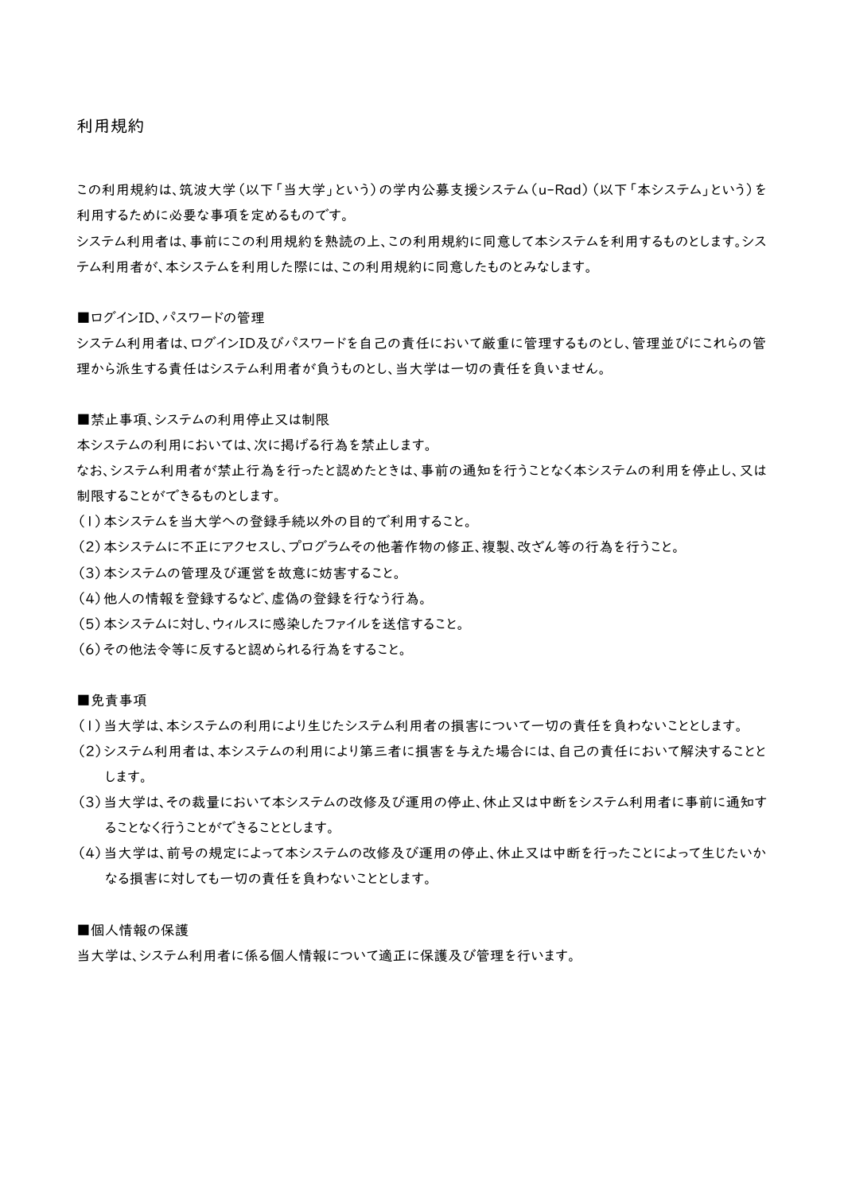# 利用規約

この利用規約は、筑波大学（以下「当大学」という）の学内公募支援システム（u-Rad）（以下「本システム」という）を利用するために必要な事項を定めるものです。
システム利用者は、事前にこの利用規約を熟読の上、この利用規約に同意して本システムを利用するものとします。システム利用者が、本システムを利用した際には、この利用規約に同意したものとみなします。

■ログインID、パスワードの管理
システム利用者は、ログインID及びパスワードを自己の責任において厳重に管理するものとし、管理並びにこれらの管理から派生する責任はシステム利用者が負うものとし、当大学は一切の責任を負いません。

■禁止事項、システムの利用停止又は制限
本システムの利用においては、次に掲げる行為を禁止します。
なお、システム利用者が禁止行為を行ったと認めたときは、事前の通知を行うことなく本システムの利用を停止し、又は制限することができるものとします。
（1）本システムを当大学への登録手続以外の目的で利用すること。
（2）本システムに不正にアクセスし、プログラムその他著作物の修正、複製、改ざん等の行為を行うこと。
（3）本システムの管理及び運営を故意に妨害すること。
（4）他人の情報を登録するなど、虚偽の登録を行なう行為。
（5）本システムに対し、ウィルスに感染したファイルを送信すること。
（6）その他法令等に反すると認められる行為をすること。

■免責事項
（1）当大学は、本システムの利用により生じたシステム利用者の損害について一切の責任を負わないこととします。
（2）システム利用者は、本システムの利用により第三者に損害を与えた場合には、自己の責任において解決することとします。
（3）当大学は、その裁量において本システムの改修及び運用の停止、休止又は中断をシステム利用者に事前に通知することなく行うことができることとします。
（4）当大学は、前号の規定によって本システムの改修及び運用の停止、休止又は中断を行ったことによって生じたいかなる損害に対しても一切の責任を負わないこととします。

■個人情報の保護
当大学は、システム利用者に係る個人情報について適正に保護及び管理を行います。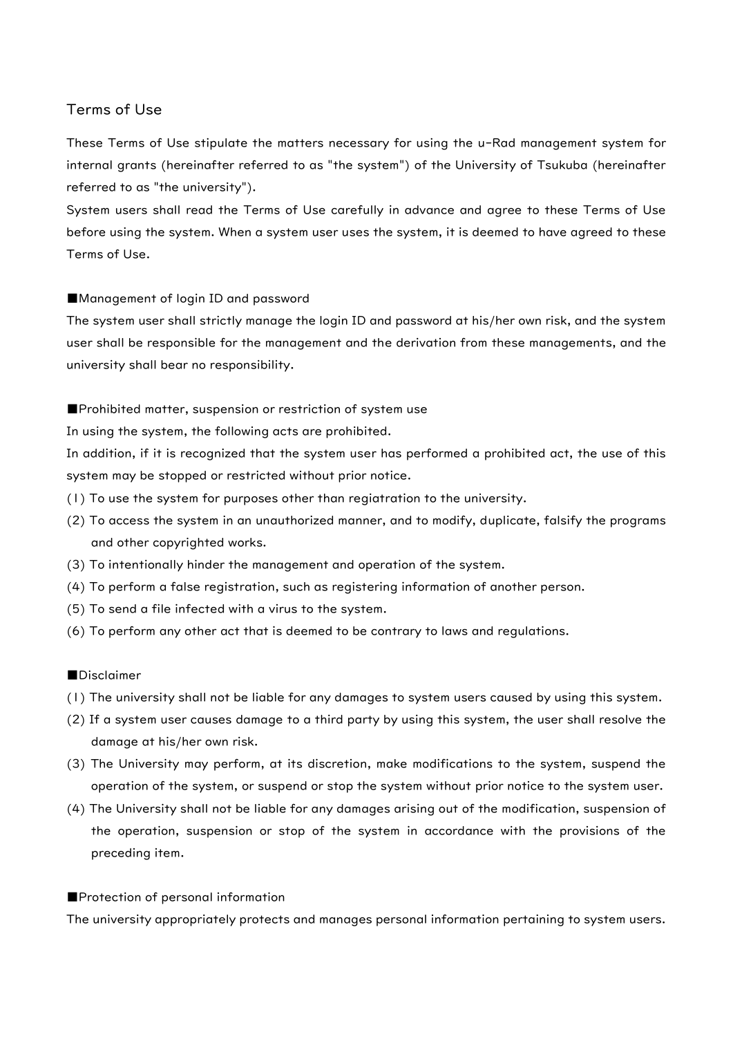# Terms of Use

These Terms of Use stipulate the matters necessary for using the u-Rad management system for internal grants (hereinafter referred to as "the system") of the University of Tsukuba (hereinafter referred to as "the university").

System users shall read the Terms of Use carefully in advance and agree to these Terms of Use before using the system. When a system user uses the system, it is deemed to have agreed to these Terms of Use.

## ■Management of login ID and password

The system user shall strictly manage the login ID and password at his/her own risk, and the system user shall be responsible for the management and the derivation from these managements, and the university shall bear no responsibility.

## ■Prohibited matter, suspension or restriction of system use

In using the system, the following acts are prohibited.

In addition, if it is recognized that the system user has performed a prohibited act, the use of this system may be stopped or restricted without prior notice.

(1) To use the system for purposes other than regiatration to the university.

(2) To access the system in an unauthorized manner, and to modify, duplicate, falsify the programs and other copyrighted works.

(3) To intentionally hinder the management and operation of the system.

(4) To perform a false registration, such as registering information of another person.

(5) To send a file infected with a virus to the system.

(6) To perform any other act that is deemed to be contrary to laws and regulations.

## ■Disclaimer

(1) The university shall not be liable for any damages to system users caused by using this system.

(2) If a system user causes damage to a third party by using this system, the user shall resolve the damage at his/her own risk.

(3) The University may perform, at its discretion, make modifications to the system, suspend the operation of the system, or suspend or stop the system without prior notice to the system user.

(4) The University shall not be liable for any damages arising out of the modification, suspension of the operation, suspension or stop of the system in accordance with the provisions of the preceding item.

## ■Protection of personal information

The university appropriately protects and manages personal information pertaining to system users.